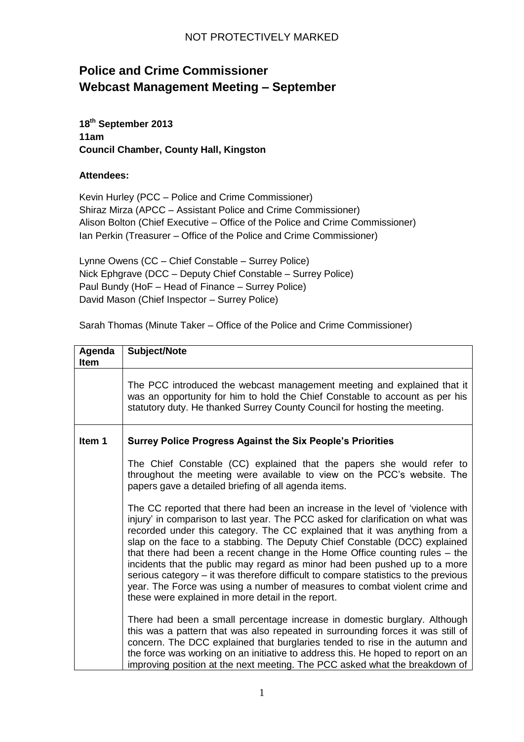NOT PROTECTIVELY MARKED

# Police and Crime Commissioner
# Webcast Management Meeting – September

**18th September 2013**
**11am**
**Council Chamber, County Hall, Kingston**

**Attendees:**

Kevin Hurley (PCC – Police and Crime Commissioner)
Shiraz Mirza (APCC – Assistant Police and Crime Commissioner)
Alison Bolton (Chief Executive – Office of the Police and Crime Commissioner)
Ian Perkin (Treasurer – Office of the Police and Crime Commissioner)

Lynne Owens (CC – Chief Constable – Surrey Police)
Nick Ephgrave (DCC – Deputy Chief Constable – Surrey Police)
Paul Bundy (HoF – Head of Finance – Surrey Police)
David Mason (Chief Inspector – Surrey Police)

Sarah Thomas (Minute Taker – Office of the Police and Crime Commissioner)

| Agenda Item | Subject/Note |
|---|---|
| | The PCC introduced the webcast management meeting and explained that it was an opportunity for him to hold the Chief Constable to account as per his statutory duty. He thanked Surrey County Council for hosting the meeting. |
| **Item 1** | **Surrey Police Progress Against the Six People's Priorities**<br><br>The Chief Constable (CC) explained that the papers she would refer to throughout the meeting were available to view on the PCC's website. The papers gave a detailed briefing of all agenda items.<br><br>The CC reported that there had been an increase in the level of 'violence with injury' in comparison to last year. The PCC asked for clarification on what was recorded under this category. The CC explained that it was anything from a slap on the face to a stabbing. The Deputy Chief Constable (DCC) explained that there had been a recent change in the Home Office counting rules – the incidents that the public may regard as minor had been pushed up to a more serious category – it was therefore difficult to compare statistics to the previous year. The Force was using a number of measures to combat violent crime and these were explained in more detail in the report.<br><br>There had been a small percentage increase in domestic burglary. Although this was a pattern that was also repeated in surrounding forces it was still of concern. The DCC explained that burglaries tended to rise in the autumn and the force was working on an initiative to address this. He hoped to report on an improving position at the next meeting. The PCC asked what the breakdown of |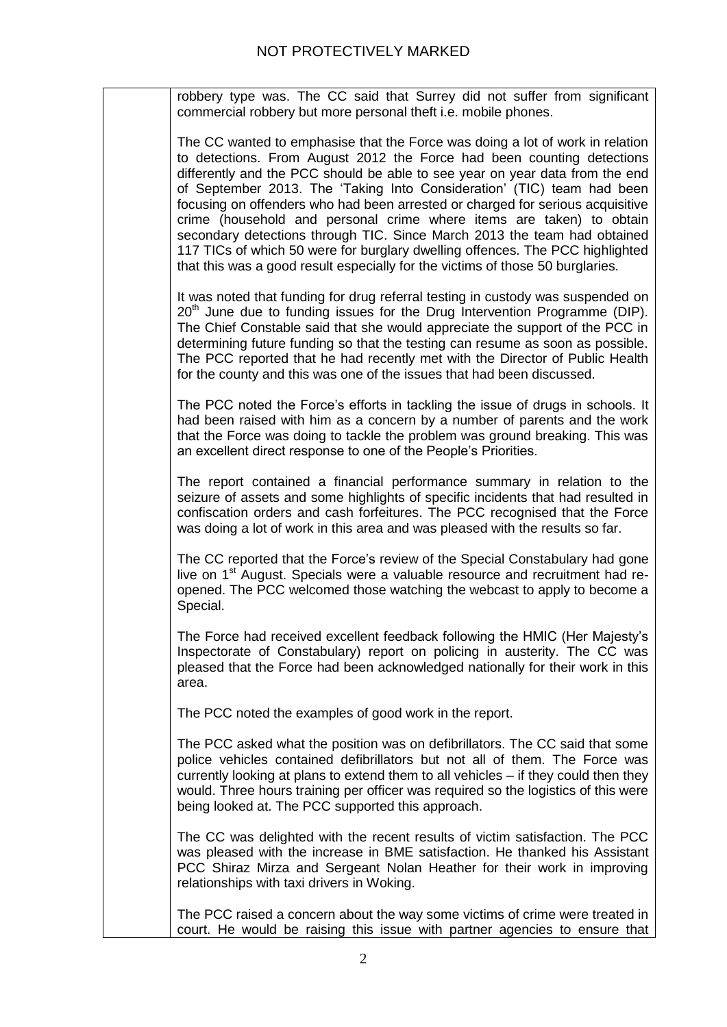robbery type was. The CC said that Surrey did not suffer from significant commercial robbery but more personal theft i.e. mobile phones.

The CC wanted to emphasise that the Force was doing a lot of work in relation to detections. From August 2012 the Force had been counting detections differently and the PCC should be able to see year on year data from the end of September 2013. The 'Taking Into Consideration' (TIC) team had been focusing on offenders who had been arrested or charged for serious acquisitive crime (household and personal crime where items are taken) to obtain secondary detections through TIC. Since March 2013 the team had obtained 117 TICs of which 50 were for burglary dwelling offences. The PCC highlighted that this was a good result especially for the victims of those 50 burglaries.

It was noted that funding for drug referral testing in custody was suspended on 20th June due to funding issues for the Drug Intervention Programme (DIP). The Chief Constable said that she would appreciate the support of the PCC in determining future funding so that the testing can resume as soon as possible. The PCC reported that he had recently met with the Director of Public Health for the county and this was one of the issues that had been discussed.

The PCC noted the Force's efforts in tackling the issue of drugs in schools. It had been raised with him as a concern by a number of parents and the work that the Force was doing to tackle the problem was ground breaking. This was an excellent direct response to one of the People's Priorities.

The report contained a financial performance summary in relation to the seizure of assets and some highlights of specific incidents that had resulted in confiscation orders and cash forfeitures. The PCC recognised that the Force was doing a lot of work in this area and was pleased with the results so far.

The CC reported that the Force's review of the Special Constabulary had gone live on 1st August. Specials were a valuable resource and recruitment had re-opened. The PCC welcomed those watching the webcast to apply to become a Special.

The Force had received excellent feedback following the HMIC (Her Majesty's Inspectorate of Constabulary) report on policing in austerity. The CC was pleased that the Force had been acknowledged nationally for their work in this area.

The PCC noted the examples of good work in the report.

The PCC asked what the position was on defibrillators. The CC said that some police vehicles contained defibrillators but not all of them. The Force was currently looking at plans to extend them to all vehicles – if they could then they would. Three hours training per officer was required so the logistics of this were being looked at. The PCC supported this approach.

The CC was delighted with the recent results of victim satisfaction. The PCC was pleased with the increase in BME satisfaction. He thanked his Assistant PCC Shiraz Mirza and Sergeant Nolan Heather for their work in improving relationships with taxi drivers in Woking.

The PCC raised a concern about the way some victims of crime were treated in court. He would be raising this issue with partner agencies to ensure that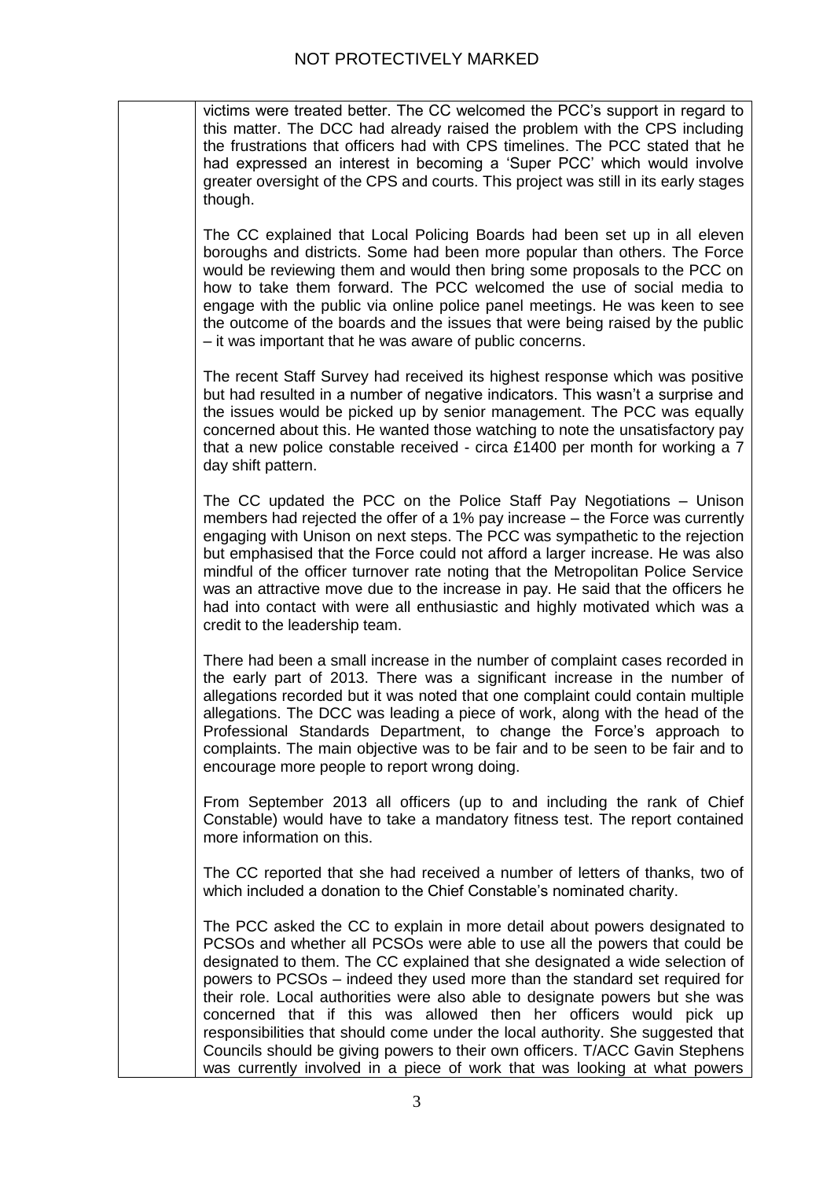victims were treated better. The CC welcomed the PCC's support in regard to this matter. The DCC had already raised the problem with the CPS including the frustrations that officers had with CPS timelines. The PCC stated that he had expressed an interest in becoming a 'Super PCC' which would involve greater oversight of the CPS and courts. This project was still in its early stages though.

The CC explained that Local Policing Boards had been set up in all eleven boroughs and districts. Some had been more popular than others. The Force would be reviewing them and would then bring some proposals to the PCC on how to take them forward. The PCC welcomed the use of social media to engage with the public via online police panel meetings. He was keen to see the outcome of the boards and the issues that were being raised by the public – it was important that he was aware of public concerns.

The recent Staff Survey had received its highest response which was positive but had resulted in a number of negative indicators. This wasn't a surprise and the issues would be picked up by senior management. The PCC was equally concerned about this. He wanted those watching to note the unsatisfactory pay that a new police constable received - circa £1400 per month for working a 7 day shift pattern.

The CC updated the PCC on the Police Staff Pay Negotiations – Unison members had rejected the offer of a 1% pay increase – the Force was currently engaging with Unison on next steps. The PCC was sympathetic to the rejection but emphasised that the Force could not afford a larger increase. He was also mindful of the officer turnover rate noting that the Metropolitan Police Service was an attractive move due to the increase in pay. He said that the officers he had into contact with were all enthusiastic and highly motivated which was a credit to the leadership team.

There had been a small increase in the number of complaint cases recorded in the early part of 2013. There was a significant increase in the number of allegations recorded but it was noted that one complaint could contain multiple allegations. The DCC was leading a piece of work, along with the head of the Professional Standards Department, to change the Force's approach to complaints. The main objective was to be fair and to be seen to be fair and to encourage more people to report wrong doing.

From September 2013 all officers (up to and including the rank of Chief Constable) would have to take a mandatory fitness test. The report contained more information on this.

The CC reported that she had received a number of letters of thanks, two of which included a donation to the Chief Constable's nominated charity.

The PCC asked the CC to explain in more detail about powers designated to PCSOs and whether all PCSOs were able to use all the powers that could be designated to them. The CC explained that she designated a wide selection of powers to PCSOs – indeed they used more than the standard set required for their role. Local authorities were also able to designate powers but she was concerned that if this was allowed then her officers would pick up responsibilities that should come under the local authority. She suggested that Councils should be giving powers to their own officers. T/ACC Gavin Stephens was currently involved in a piece of work that was looking at what powers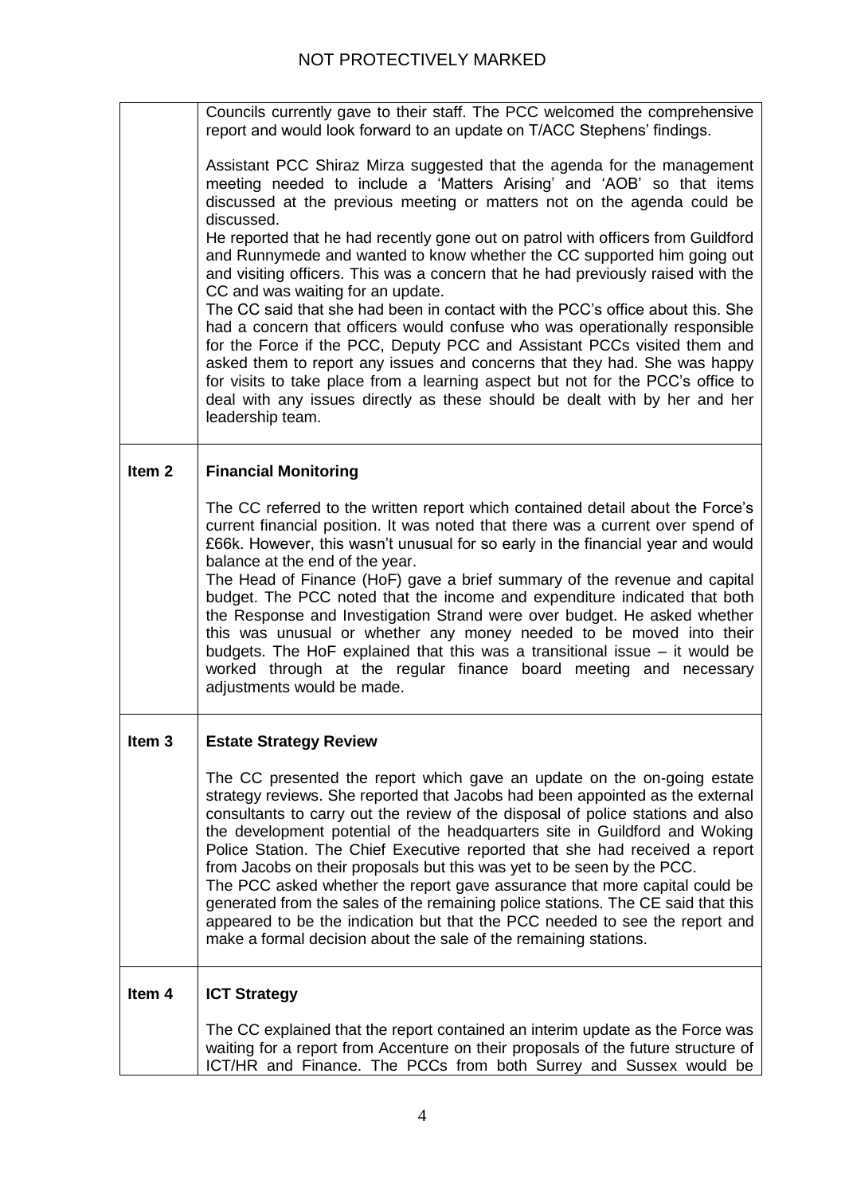| | |
|---|---|
| | Councils currently gave to their staff. The PCC welcomed the comprehensive report and would look forward to an update on T/ACC Stephens' findings.<br><br>Assistant PCC Shiraz Mirza suggested that the agenda for the management meeting needed to include a 'Matters Arising' and 'AOB' so that items discussed at the previous meeting or matters not on the agenda could be discussed.<br>He reported that he had recently gone out on patrol with officers from Guildford and Runnymede and wanted to know whether the CC supported him going out and visiting officers. This was a concern that he had previously raised with the CC and was waiting for an update.<br>The CC said that she had been in contact with the PCC's office about this. She had a concern that officers would confuse who was operationally responsible for the Force if the PCC, Deputy PCC and Assistant PCCs visited them and asked them to report any issues and concerns that they had. She was happy for visits to take place from a learning aspect but not for the PCC's office to deal with any issues directly as these should be dealt with by her and her leadership team. |
| **Item 2** | **Financial Monitoring**<br><br>The CC referred to the written report which contained detail about the Force's current financial position. It was noted that there was a current over spend of £66k. However, this wasn't unusual for so early in the financial year and would balance at the end of the year.<br>The Head of Finance (HoF) gave a brief summary of the revenue and capital budget. The PCC noted that the income and expenditure indicated that both the Response and Investigation Strand were over budget. He asked whether this was unusual or whether any money needed to be moved into their budgets. The HoF explained that this was a transitional issue – it would be worked through at the regular finance board meeting and necessary adjustments would be made. |
| **Item 3** | **Estate Strategy Review**<br><br>The CC presented the report which gave an update on the on-going estate strategy reviews. She reported that Jacobs had been appointed as the external consultants to carry out the review of the disposal of police stations and also the development potential of the headquarters site in Guildford and Woking Police Station. The Chief Executive reported that she had received a report from Jacobs on their proposals but this was yet to be seen by the PCC.<br>The PCC asked whether the report gave assurance that more capital could be generated from the sales of the remaining police stations. The CE said that this appeared to be the indication but that the PCC needed to see the report and make a formal decision about the sale of the remaining stations. |
| **Item 4** | **ICT Strategy**<br><br>The CC explained that the report contained an interim update as the Force was waiting for a report from Accenture on their proposals of the future structure of ICT/HR and Finance. The PCCs from both Surrey and Sussex would be |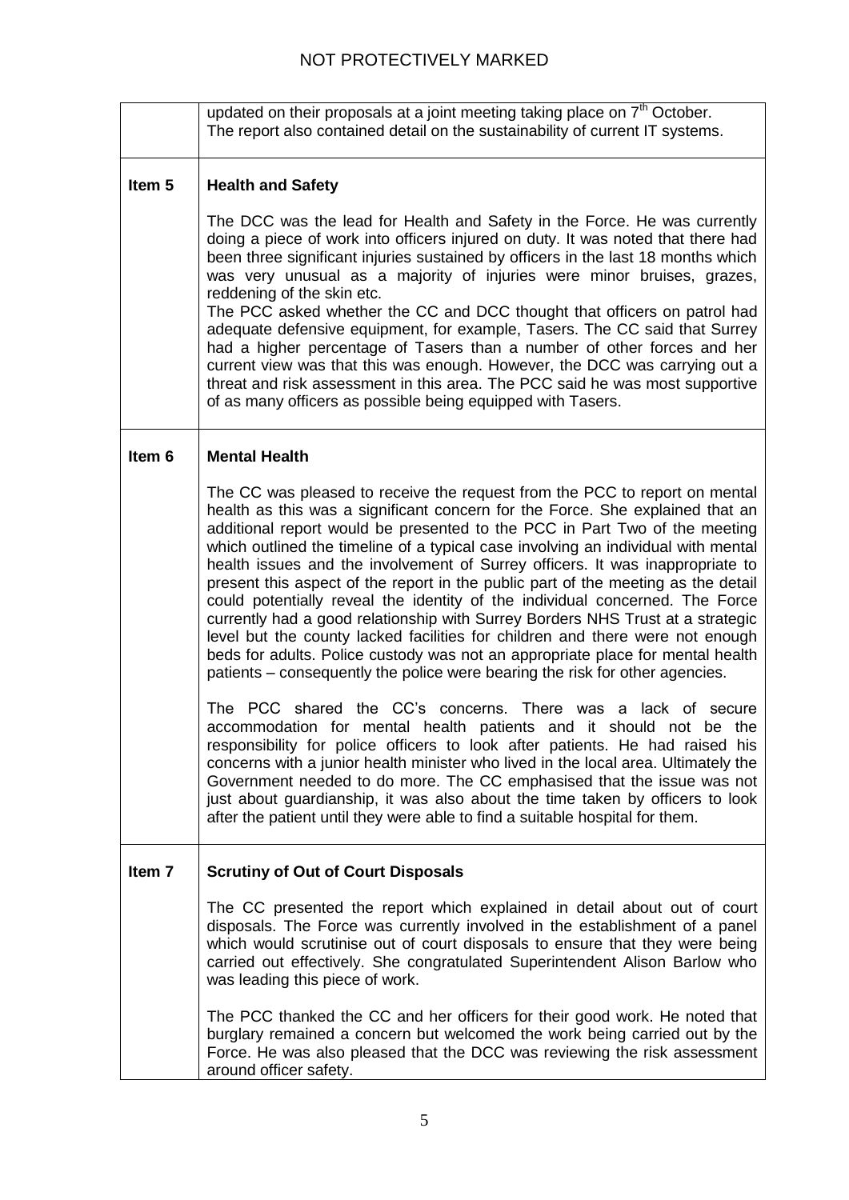| | |
|---|---|
| | updated on their proposals at a joint meeting taking place on 7th October. The report also contained detail on the sustainability of current IT systems. |
| **Item 5** | **Health and Safety**<br><br>The DCC was the lead for Health and Safety in the Force. He was currently doing a piece of work into officers injured on duty. It was noted that there had been three significant injuries sustained by officers in the last 18 months which was very unusual as a majority of injuries were minor bruises, grazes, reddening of the skin etc.<br>The PCC asked whether the CC and DCC thought that officers on patrol had adequate defensive equipment, for example, Tasers. The CC said that Surrey had a higher percentage of Tasers than a number of other forces and her current view was that this was enough. However, the DCC was carrying out a threat and risk assessment in this area. The PCC said he was most supportive of as many officers as possible being equipped with Tasers. |
| **Item 6** | **Mental Health**<br><br>The CC was pleased to receive the request from the PCC to report on mental health as this was a significant concern for the Force. She explained that an additional report would be presented to the PCC in Part Two of the meeting which outlined the timeline of a typical case involving an individual with mental health issues and the involvement of Surrey officers. It was inappropriate to present this aspect of the report in the public part of the meeting as the detail could potentially reveal the identity of the individual concerned. The Force currently had a good relationship with Surrey Borders NHS Trust at a strategic level but the county lacked facilities for children and there were not enough beds for adults. Police custody was not an appropriate place for mental health patients – consequently the police were bearing the risk for other agencies.<br><br>The PCC shared the CC's concerns. There was a lack of secure accommodation for mental health patients and it should not be the responsibility for police officers to look after patients. He had raised his concerns with a junior health minister who lived in the local area. Ultimately the Government needed to do more. The CC emphasised that the issue was not just about guardianship, it was also about the time taken by officers to look after the patient until they were able to find a suitable hospital for them. |
| **Item 7** | **Scrutiny of Out of Court Disposals**<br><br>The CC presented the report which explained in detail about out of court disposals. The Force was currently involved in the establishment of a panel which would scrutinise out of court disposals to ensure that they were being carried out effectively. She congratulated Superintendent Alison Barlow who was leading this piece of work.<br><br>The PCC thanked the CC and her officers for their good work. He noted that burglary remained a concern but welcomed the work being carried out by the Force. He was also pleased that the DCC was reviewing the risk assessment around officer safety. |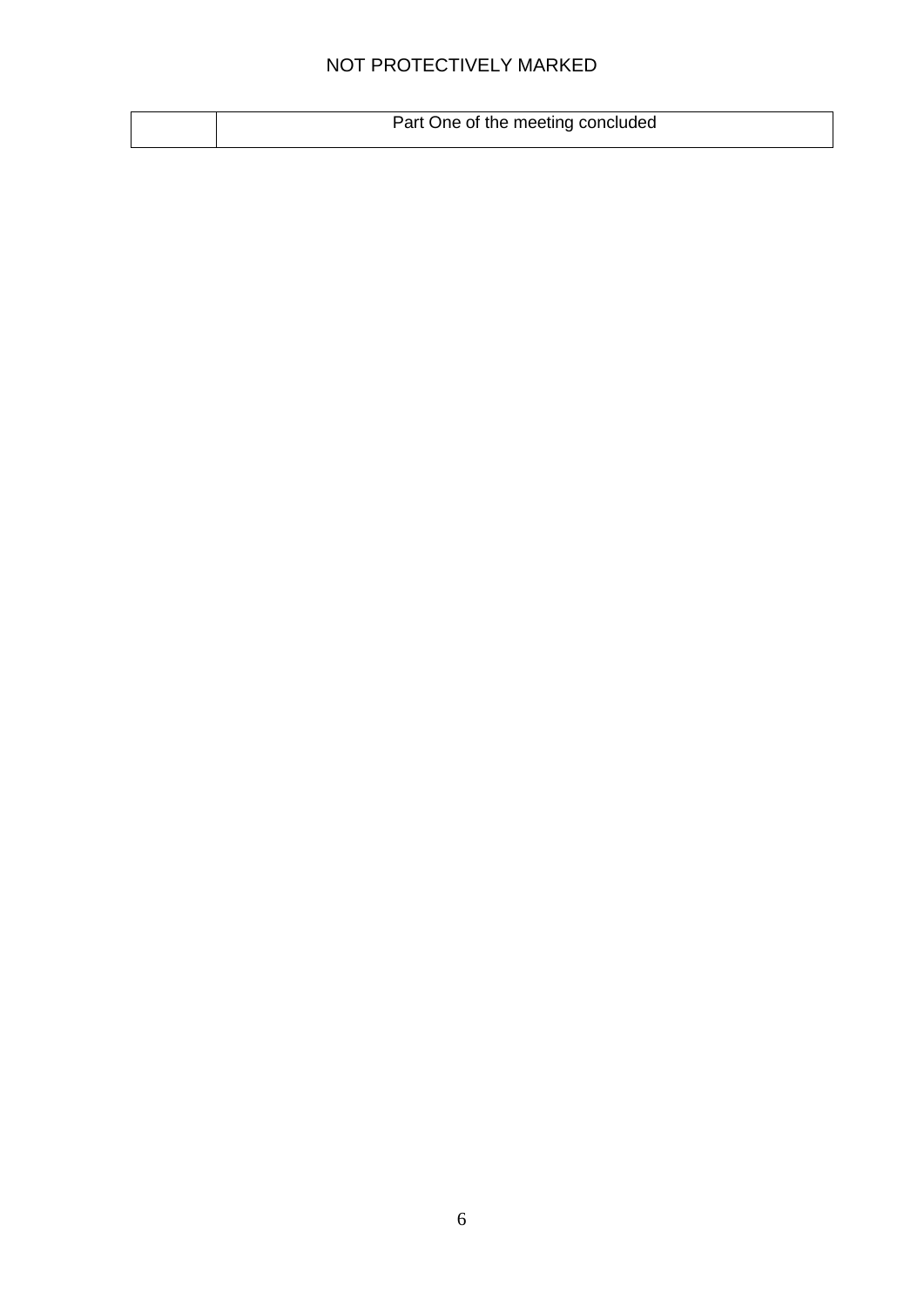| | |
|---|---|
| | Part One of the meeting concluded |